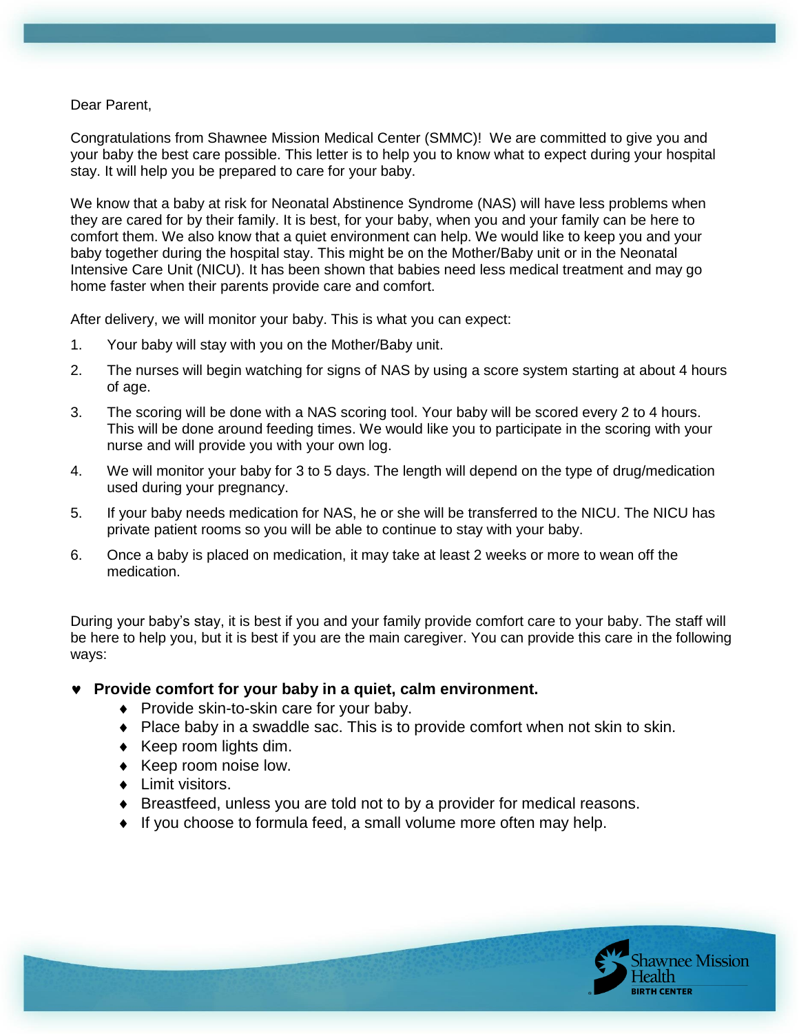Dear Parent,

Congratulations from Shawnee Mission Medical Center (SMMC)! We are committed to give you and your baby the best care possible. This letter is to help you to know what to expect during your hospital stay. It will help you be prepared to care for your baby.

We know that a baby at risk for Neonatal Abstinence Syndrome (NAS) will have less problems when they are cared for by their family. It is best, for your baby, when you and your family can be here to comfort them. We also know that a quiet environment can help. We would like to keep you and your baby together during the hospital stay. This might be on the Mother/Baby unit or in the Neonatal Intensive Care Unit (NICU). It has been shown that babies need less medical treatment and may go home faster when their parents provide care and comfort.

After delivery, we will monitor your baby. This is what you can expect:

1. Your baby will stay with you on the Mother/Baby unit.
2. The nurses will begin watching for signs of NAS by using a score system starting at about 4 hours of age.
3. The scoring will be done with a NAS scoring tool. Your baby will be scored every 2 to 4 hours. This will be done around feeding times. We would like you to participate in the scoring with your nurse and will provide you with your own log.
4. We will monitor your baby for 3 to 5 days. The length will depend on the type of drug/medication used during your pregnancy.
5. If your baby needs medication for NAS, he or she will be transferred to the NICU. The NICU has private patient rooms so you will be able to continue to stay with your baby.
6. Once a baby is placed on medication, it may take at least 2 weeks or more to wean off the medication.

During your baby's stay, it is best if you and your family provide comfort care to your baby. The staff will be here to help you, but it is best if you are the main caregiver. You can provide this care in the following ways:

- **Provide comfort for your baby in a quiet, calm environment.**
  - Provide skin-to-skin care for your baby.
  - Place baby in a swaddle sac. This is to provide comfort when not skin to skin.
  - Keep room lights dim.
  - Keep room noise low.
  - Limit visitors.
  - Breastfeed, unless you are told not to by a provider for medical reasons.
  - If you choose to formula feed, a small volume more often may help.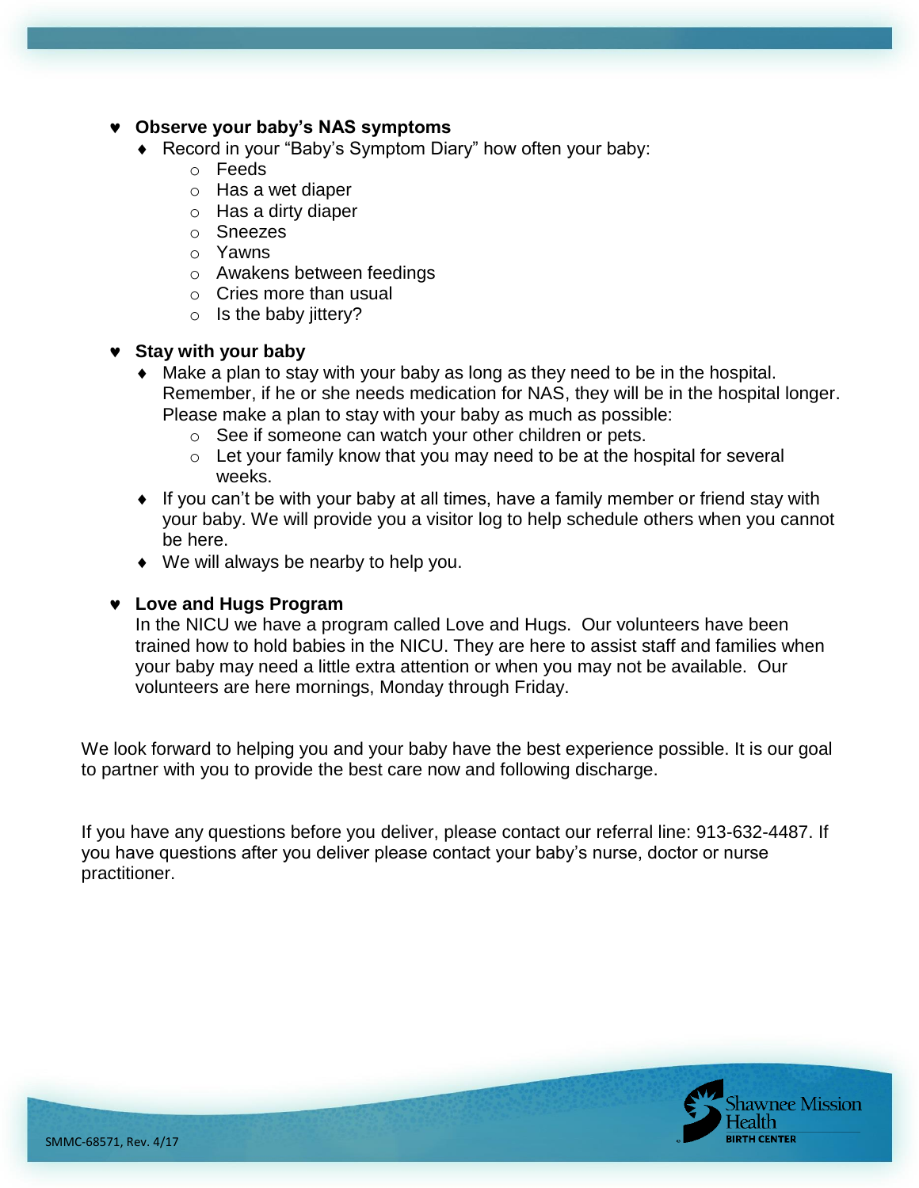- **Observe your baby's NAS symptoms**
  - Record in your "Baby's Symptom Diary" how often your baby:
    - Feeds
    - Has a wet diaper
    - Has a dirty diaper
    - Sneezes
    - Yawns
    - Awakens between feedings
    - Cries more than usual
    - Is the baby jittery?

- **Stay with your baby**
  - Make a plan to stay with your baby as long as they need to be in the hospital. Remember, if he or she needs medication for NAS, they will be in the hospital longer. Please make a plan to stay with your baby as much as possible:
    - See if someone can watch your other children or pets.
    - Let your family know that you may need to be at the hospital for several weeks.
  - If you can't be with your baby at all times, have a family member or friend stay with your baby. We will provide you a visitor log to help schedule others when you cannot be here.
  - We will always be nearby to help you.

- **Love and Hugs Program**

  In the NICU we have a program called Love and Hugs. Our volunteers have been trained how to hold babies in the NICU. They are here to assist staff and families when your baby may need a little extra attention or when you may not be available. Our volunteers are here mornings, Monday through Friday.

We look forward to helping you and your baby have the best experience possible. It is our goal to partner with you to provide the best care now and following discharge.

If you have any questions before you deliver, please contact our referral line: 913-632-4487. If you have questions after you deliver please contact your baby's nurse, doctor or nurse practitioner.

SMMC-68571, Rev. 4/17

Shawnee Mission Health BIRTH CENTER